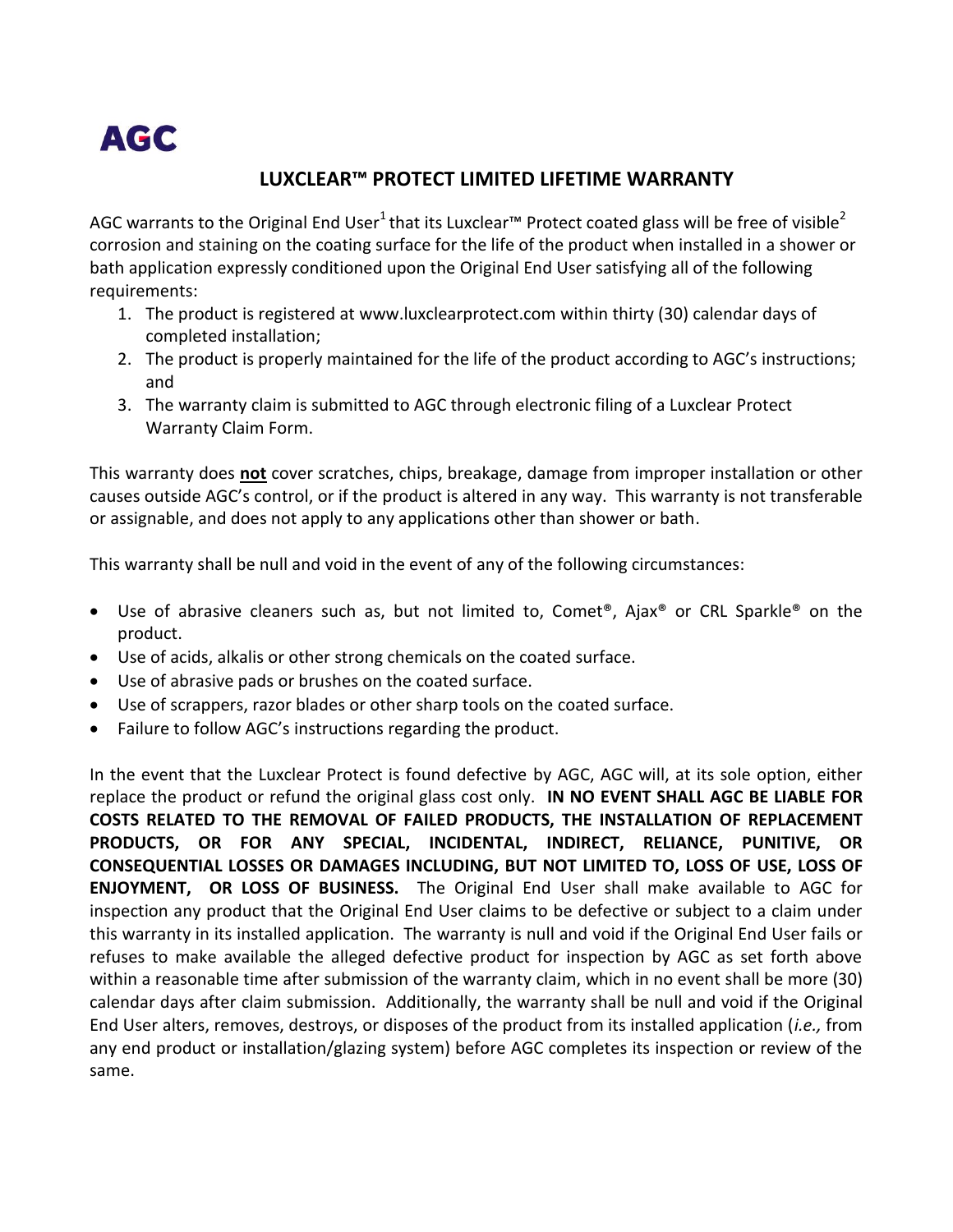AGC

## LUXCLEAR™ PROTECT LIMITED LIFETIME WARRANTY

AGC warrants to the Original End User[1] that its Luxclear™ Protect coated glass will be free of visible[2] corrosion and staining on the coating surface for the life of the product when installed in a shower or bath application expressly conditioned upon the Original End User satisfying all of the following requirements:

1. The product is registered at www.luxclearprotect.com within thirty (30) calendar days of completed installation;
2. The product is properly maintained for the life of the product according to AGC's instructions; and
3. The warranty claim is submitted to AGC through electronic filing of a Luxclear Protect Warranty Claim Form.

This warranty does **not** cover scratches, chips, breakage, damage from improper installation or other causes outside AGC's control, or if the product is altered in any way. This warranty is not transferable or assignable, and does not apply to any applications other than shower or bath.

This warranty shall be null and void in the event of any of the following circumstances:

- Use of abrasive cleaners such as, but not limited to, Comet®, Ajax® or CRL Sparkle® on the product.
- Use of acids, alkalis or other strong chemicals on the coated surface.
- Use of abrasive pads or brushes on the coated surface.
- Use of scrappers, razor blades or other sharp tools on the coated surface.
- Failure to follow AGC's instructions regarding the product.

In the event that the Luxclear Protect is found defective by AGC, AGC will, at its sole option, either replace the product or refund the original glass cost only. **IN NO EVENT SHALL AGC BE LIABLE FOR COSTS RELATED TO THE REMOVAL OF FAILED PRODUCTS, THE INSTALLATION OF REPLACEMENT PRODUCTS, OR FOR ANY SPECIAL, INCIDENTAL, INDIRECT, RELIANCE, PUNITIVE, OR CONSEQUENTIAL LOSSES OR DAMAGES INCLUDING, BUT NOT LIMITED TO, LOSS OF USE, LOSS OF ENJOYMENT, OR LOSS OF BUSINESS.** The Original End User shall make available to AGC for inspection any product that the Original End User claims to be defective or subject to a claim under this warranty in its installed application. The warranty is null and void if the Original End User fails or refuses to make available the alleged defective product for inspection by AGC as set forth above within a reasonable time after submission of the warranty claim, which in no event shall be more (30) calendar days after claim submission. Additionally, the warranty shall be null and void if the Original End User alters, removes, destroys, or disposes of the product from its installed application (*i.e.,* from any end product or installation/glazing system) before AGC completes its inspection or review of the same.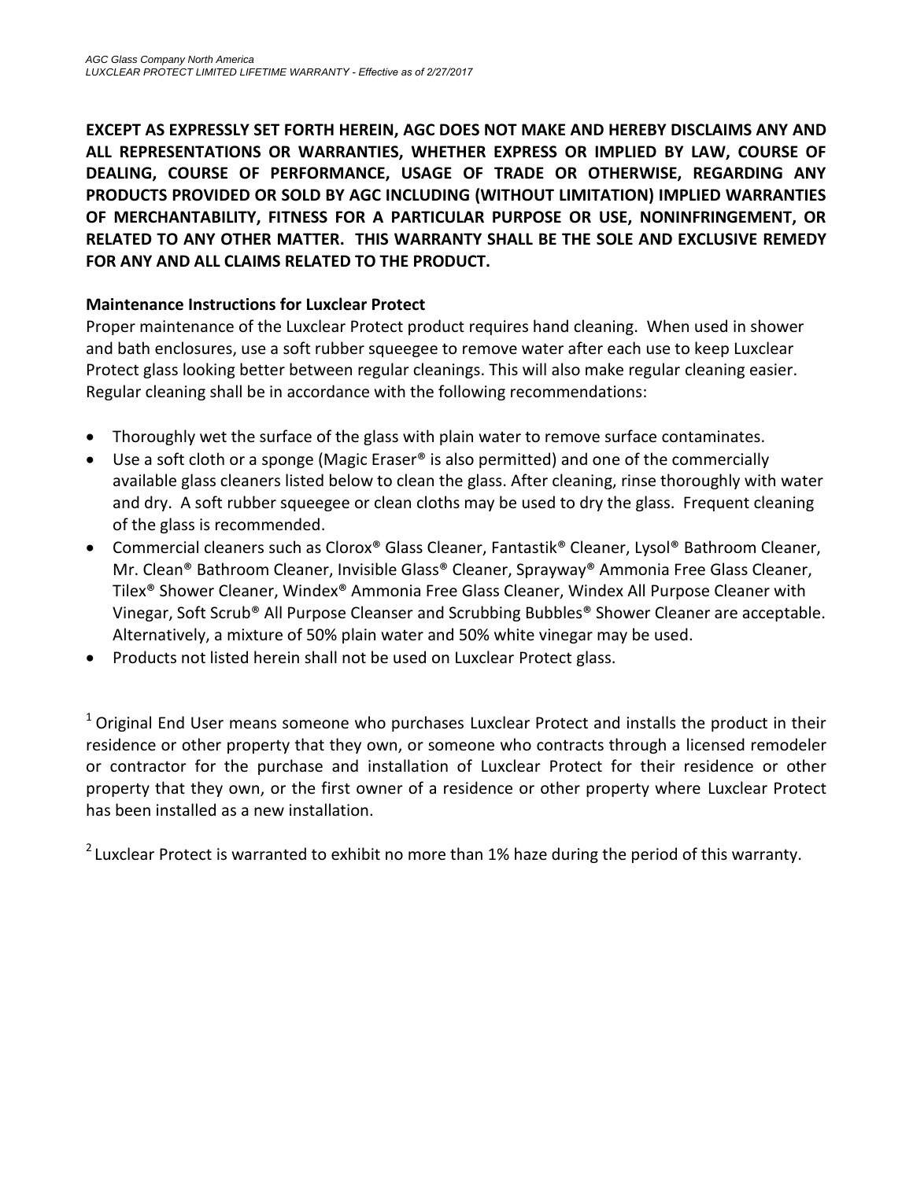**EXCEPT AS EXPRESSLY SET FORTH HEREIN, AGC DOES NOT MAKE AND HEREBY DISCLAIMS ANY AND ALL REPRESENTATIONS OR WARRANTIES, WHETHER EXPRESS OR IMPLIED BY LAW, COURSE OF DEALING, COURSE OF PERFORMANCE, USAGE OF TRADE OR OTHERWISE, REGARDING ANY PRODUCTS PROVIDED OR SOLD BY AGC INCLUDING (WITHOUT LIMITATION) IMPLIED WARRANTIES OF MERCHANTABILITY, FITNESS FOR A PARTICULAR PURPOSE OR USE, NONINFRINGEMENT, OR RELATED TO ANY OTHER MATTER. THIS WARRANTY SHALL BE THE SOLE AND EXCLUSIVE REMEDY FOR ANY AND ALL CLAIMS RELATED TO THE PRODUCT.**

**Maintenance Instructions for Luxclear Protect**

Proper maintenance of the Luxclear Protect product requires hand cleaning. When used in shower and bath enclosures, use a soft rubber squeegee to remove water after each use to keep Luxclear Protect glass looking better between regular cleanings. This will also make regular cleaning easier. Regular cleaning shall be in accordance with the following recommendations:

- Thoroughly wet the surface of the glass with plain water to remove surface contaminates.
- Use a soft cloth or a sponge (Magic Eraser® is also permitted) and one of the commercially available glass cleaners listed below to clean the glass. After cleaning, rinse thoroughly with water and dry. A soft rubber squeegee or clean cloths may be used to dry the glass. Frequent cleaning of the glass is recommended.
- Commercial cleaners such as Clorox® Glass Cleaner, Fantastik® Cleaner, Lysol® Bathroom Cleaner, Mr. Clean® Bathroom Cleaner, Invisible Glass® Cleaner, Sprayway® Ammonia Free Glass Cleaner, Tilex® Shower Cleaner, Windex® Ammonia Free Glass Cleaner, Windex All Purpose Cleaner with Vinegar, Soft Scrub® All Purpose Cleanser and Scrubbing Bubbles® Shower Cleaner are acceptable. Alternatively, a mixture of 50% plain water and 50% white vinegar may be used.
- Products not listed herein shall not be used on Luxclear Protect glass.

[1] Original End User means someone who purchases Luxclear Protect and installs the product in their residence or other property that they own, or someone who contracts through a licensed remodeler or contractor for the purchase and installation of Luxclear Protect for their residence or other property that they own, or the first owner of a residence or other property where Luxclear Protect has been installed as a new installation.

[2] Luxclear Protect is warranted to exhibit no more than 1% haze during the period of this warranty.